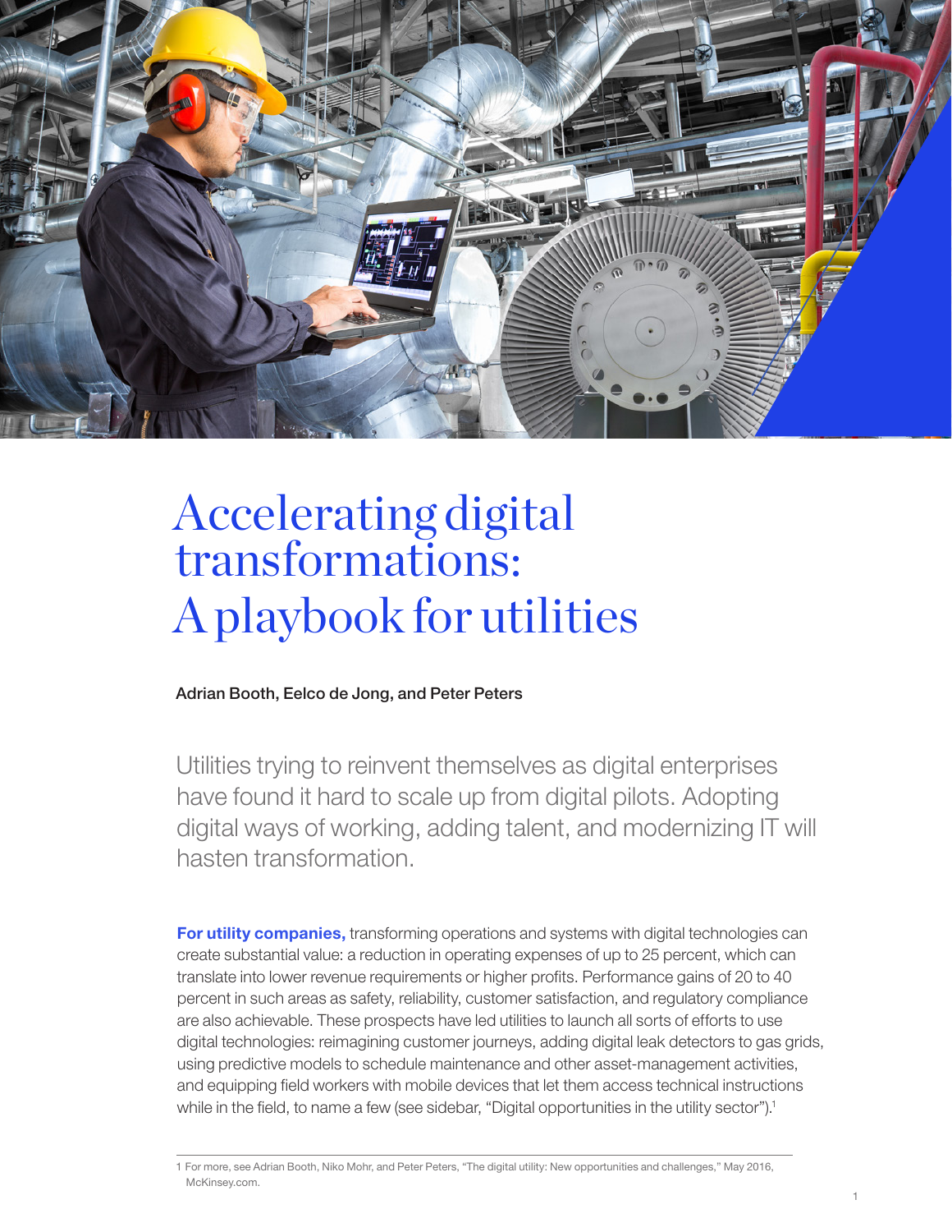# Accelerating digital transformations: A playbook for utilities

Adrian Booth, Eelco de Jong, and Peter Peters

Utilities trying to reinvent themselves as digital enterprises have found it hard to scale up from digital pilots. Adopting digital ways of working, adding talent, and modernizing IT will hasten transformation.

**For utility companies,** transforming operations and systems with digital technologies can create substantial value: a reduction in operating expenses of up to 25 percent, which can translate into lower revenue requirements or higher profits. Performance gains of 20 to 40 percent in such areas as safety, reliability, customer satisfaction, and regulatory compliance are also achievable. These prospects have led utilities to launch all sorts of efforts to use digital technologies: reimagining customer journeys, adding digital leak detectors to gas grids, using predictive models to schedule maintenance and other asset-management activities, and equipping field workers with mobile devices that let them access technical instructions while in the field, to name a few (see sidebar, "Digital opportunities in the utility sector").[1]

---

1 For more, see Adrian Booth, Niko Mohr, and Peter Peters, "The digital utility: New opportunities and challenges," May 2016, McKinsey.com.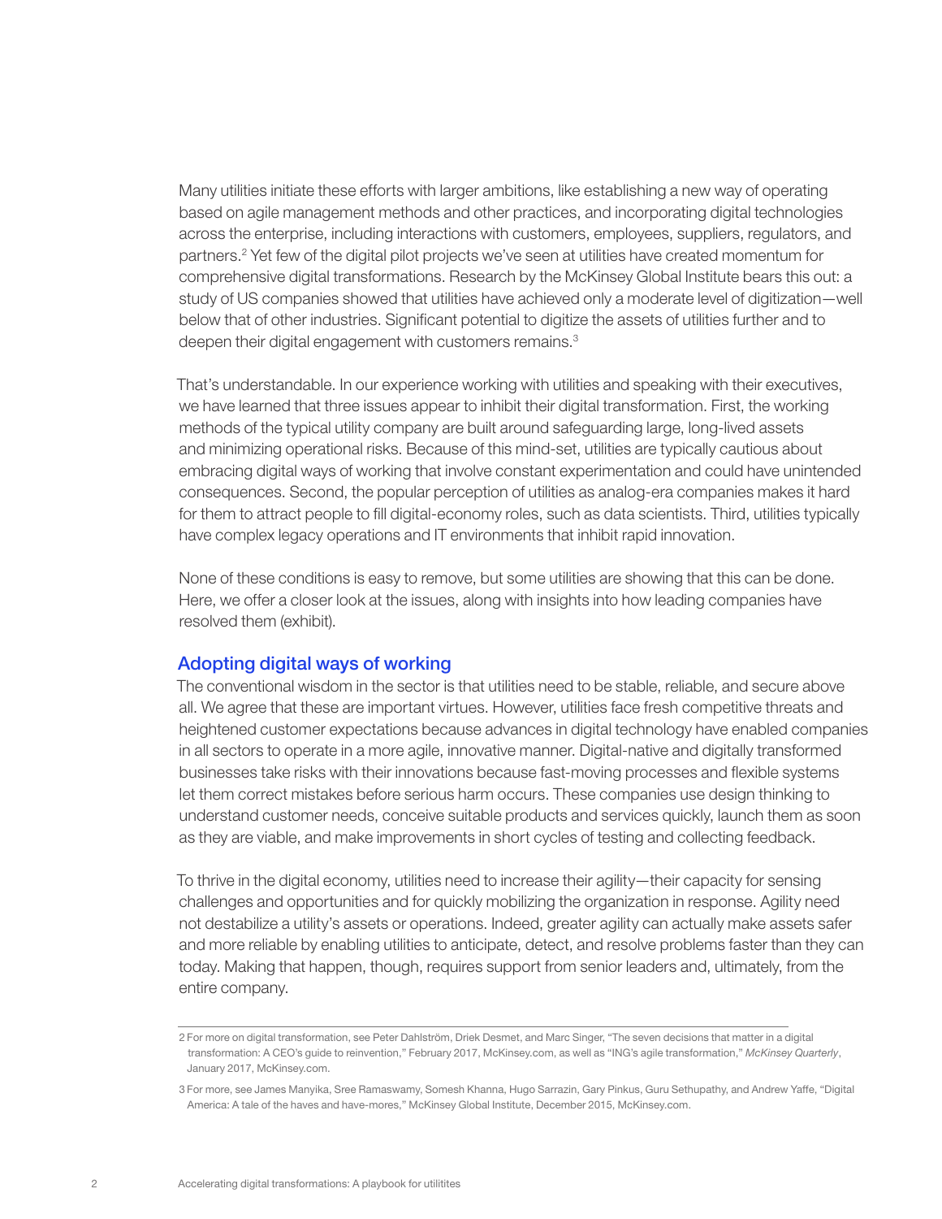Many utilities initiate these efforts with larger ambitions, like establishing a new way of operating based on agile management methods and other practices, and incorporating digital technologies across the enterprise, including interactions with customers, employees, suppliers, regulators, and partners.[2] Yet few of the digital pilot projects we've seen at utilities have created momentum for comprehensive digital transformations. Research by the McKinsey Global Institute bears this out: a study of US companies showed that utilities have achieved only a moderate level of digitization—well below that of other industries. Significant potential to digitize the assets of utilities further and to deepen their digital engagement with customers remains.[3]

That's understandable. In our experience working with utilities and speaking with their executives, we have learned that three issues appear to inhibit their digital transformation. First, the working methods of the typical utility company are built around safeguarding large, long-lived assets and minimizing operational risks. Because of this mind-set, utilities are typically cautious about embracing digital ways of working that involve constant experimentation and could have unintended consequences. Second, the popular perception of utilities as analog-era companies makes it hard for them to attract people to fill digital-economy roles, such as data scientists. Third, utilities typically have complex legacy operations and IT environments that inhibit rapid innovation.

None of these conditions is easy to remove, but some utilities are showing that this can be done. Here, we offer a closer look at the issues, along with insights into how leading companies have resolved them (exhibit).

## Adopting digital ways of working

The conventional wisdom in the sector is that utilities need to be stable, reliable, and secure above all. We agree that these are important virtues. However, utilities face fresh competitive threats and heightened customer expectations because advances in digital technology have enabled companies in all sectors to operate in a more agile, innovative manner. Digital-native and digitally transformed businesses take risks with their innovations because fast-moving processes and flexible systems let them correct mistakes before serious harm occurs. These companies use design thinking to understand customer needs, conceive suitable products and services quickly, launch them as soon as they are viable, and make improvements in short cycles of testing and collecting feedback.

To thrive in the digital economy, utilities need to increase their agility—their capacity for sensing challenges and opportunities and for quickly mobilizing the organization in response. Agility need not destabilize a utility's assets or operations. Indeed, greater agility can actually make assets safer and more reliable by enabling utilities to anticipate, detect, and resolve problems faster than they can today. Making that happen, though, requires support from senior leaders and, ultimately, from the entire company.

---

2 For more on digital transformation, see Peter Dahlström, Driek Desmet, and Marc Singer, "The seven decisions that matter in a digital transformation: A CEO's guide to reinvention," February 2017, McKinsey.com, as well as "ING's agile transformation," *McKinsey Quarterly*, January 2017, McKinsey.com.

3 For more, see James Manyika, Sree Ramaswamy, Somesh Khanna, Hugo Sarrazin, Gary Pinkus, Guru Sethupathy, and Andrew Yaffe, "Digital America: A tale of the haves and have-mores," McKinsey Global Institute, December 2015, McKinsey.com.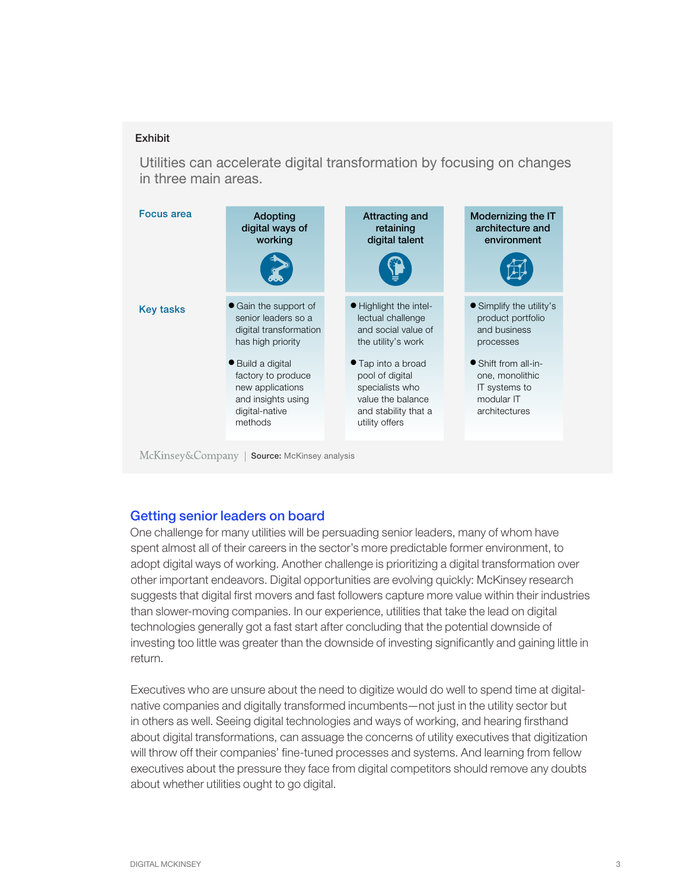Exhibit

Utilities can accelerate digital transformation by focusing on changes in three main areas.

| Focus area | Adopting digital ways of working | Attracting and retaining digital talent | Modernizing the IT architecture and environment |
| --- | --- | --- | --- |
| Key tasks | • Gain the support of senior leaders so a digital transformation has high priority<br>• Build a digital factory to produce new applications and insights using digital-native methods | • Highlight the intellectual challenge and social value of the utility's work<br>• Tap into a broad pool of digital specialists who value the balance and stability that a utility offers | • Simplify the utility's product portfolio and business processes<br>• Shift from all-in-one, monolithic IT systems to modular IT architectures |

McKinsey&Company | **Source:** McKinsey analysis

## Getting senior leaders on board

One challenge for many utilities will be persuading senior leaders, many of whom have spent almost all of their careers in the sector's more predictable former environment, to adopt digital ways of working. Another challenge is prioritizing a digital transformation over other important endeavors. Digital opportunities are evolving quickly: McKinsey research suggests that digital first movers and fast followers capture more value within their industries than slower-moving companies. In our experience, utilities that take the lead on digital technologies generally got a fast start after concluding that the potential downside of investing too little was greater than the downside of investing significantly and gaining little in return.

Executives who are unsure about the need to digitize would do well to spend time at digital-native companies and digitally transformed incumbents—not just in the utility sector but in others as well. Seeing digital technologies and ways of working, and hearing firsthand about digital transformations, can assuage the concerns of utility executives that digitization will throw off their companies' fine-tuned processes and systems. And learning from fellow executives about the pressure they face from digital competitors should remove any doubts about whether utilities ought to go digital.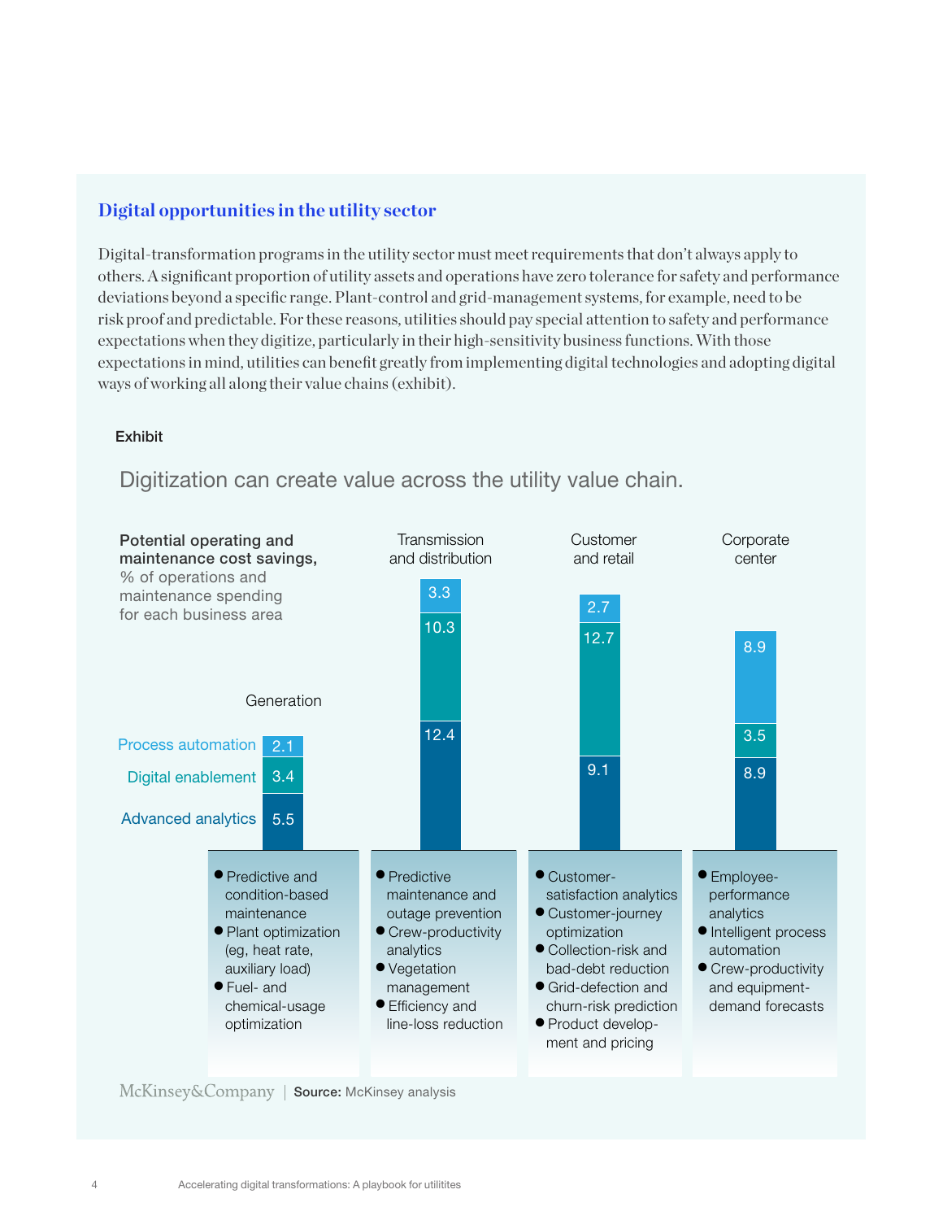## Digital opportunities in the utility sector

Digital-transformation programs in the utility sector must meet requirements that don't always apply to others. A significant proportion of utility assets and operations have zero tolerance for safety and performance deviations beyond a specific range. Plant-control and grid-management systems, for example, need to be risk proof and predictable. For these reasons, utilities should pay special attention to safety and performance expectations when they digitize, particularly in their high-sensitivity business functions. With those expectations in mind, utilities can benefit greatly from implementing digital technologies and adopting digital ways of working all along their value chains (exhibit).

**Exhibit**

Digitization can create value across the utility value chain.

**Potential operating and maintenance cost savings,** % of operations and maintenance spending for each business area

| | Generation | Transmission and distribution | Customer and retail | Corporate center |
|---|---|---|---|---|
| Process automation | 2.1 | 3.3 | 2.7 | 8.9 |
| Digital enablement | 3.4 | 10.3 | 12.7 | 3.5 |
| Advanced analytics | 5.5 | 12.4 | 9.1 | 8.9 |

**Generation**
- Predictive and condition-based maintenance
- Plant optimization (eg, heat rate, auxiliary load)
- Fuel- and chemical-usage optimization

**Transmission and distribution**
- Predictive maintenance and outage prevention
- Crew-productivity analytics
- Vegetation management
- Efficiency and line-loss reduction

**Customer and retail**
- Customer-satisfaction analytics
- Customer-journey optimization
- Collection-risk and bad-debt reduction
- Grid-defection and churn-risk prediction
- Product development and pricing

**Corporate center**
- Employee-performance analytics
- Intelligent process automation
- Crew-productivity and equipment-demand forecasts

McKinsey&Company | **Source:** McKinsey analysis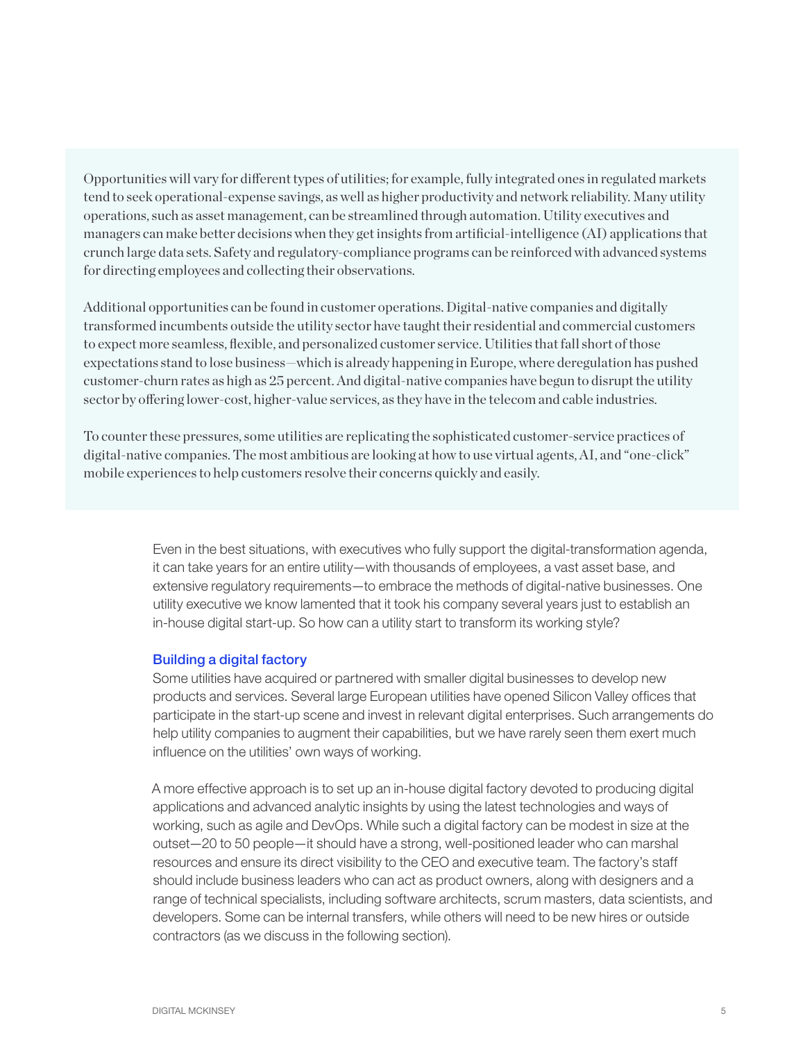Opportunities will vary for different types of utilities; for example, fully integrated ones in regulated markets tend to seek operational-expense savings, as well as higher productivity and network reliability. Many utility operations, such as asset management, can be streamlined through automation. Utility executives and managers can make better decisions when they get insights from artificial-intelligence (AI) applications that crunch large data sets. Safety and regulatory-compliance programs can be reinforced with advanced systems for directing employees and collecting their observations.

Additional opportunities can be found in customer operations. Digital-native companies and digitally transformed incumbents outside the utility sector have taught their residential and commercial customers to expect more seamless, flexible, and personalized customer service. Utilities that fall short of those expectations stand to lose business—which is already happening in Europe, where deregulation has pushed customer-churn rates as high as 25 percent. And digital-native companies have begun to disrupt the utility sector by offering lower-cost, higher-value services, as they have in the telecom and cable industries.

To counter these pressures, some utilities are replicating the sophisticated customer-service practices of digital-native companies. The most ambitious are looking at how to use virtual agents, AI, and "one-click" mobile experiences to help customers resolve their concerns quickly and easily.

Even in the best situations, with executives who fully support the digital-transformation agenda, it can take years for an entire utility—with thousands of employees, a vast asset base, and extensive regulatory requirements—to embrace the methods of digital-native businesses. One utility executive we know lamented that it took his company several years just to establish an in-house digital start-up. So how can a utility start to transform its working style?

## Building a digital factory

Some utilities have acquired or partnered with smaller digital businesses to develop new products and services. Several large European utilities have opened Silicon Valley offices that participate in the start-up scene and invest in relevant digital enterprises. Such arrangements do help utility companies to augment their capabilities, but we have rarely seen them exert much influence on the utilities' own ways of working.

A more effective approach is to set up an in-house digital factory devoted to producing digital applications and advanced analytic insights by using the latest technologies and ways of working, such as agile and DevOps. While such a digital factory can be modest in size at the outset—20 to 50 people—it should have a strong, well-positioned leader who can marshal resources and ensure its direct visibility to the CEO and executive team. The factory's staff should include business leaders who can act as product owners, along with designers and a range of technical specialists, including software architects, scrum masters, data scientists, and developers. Some can be internal transfers, while others will need to be new hires or outside contractors (as we discuss in the following section).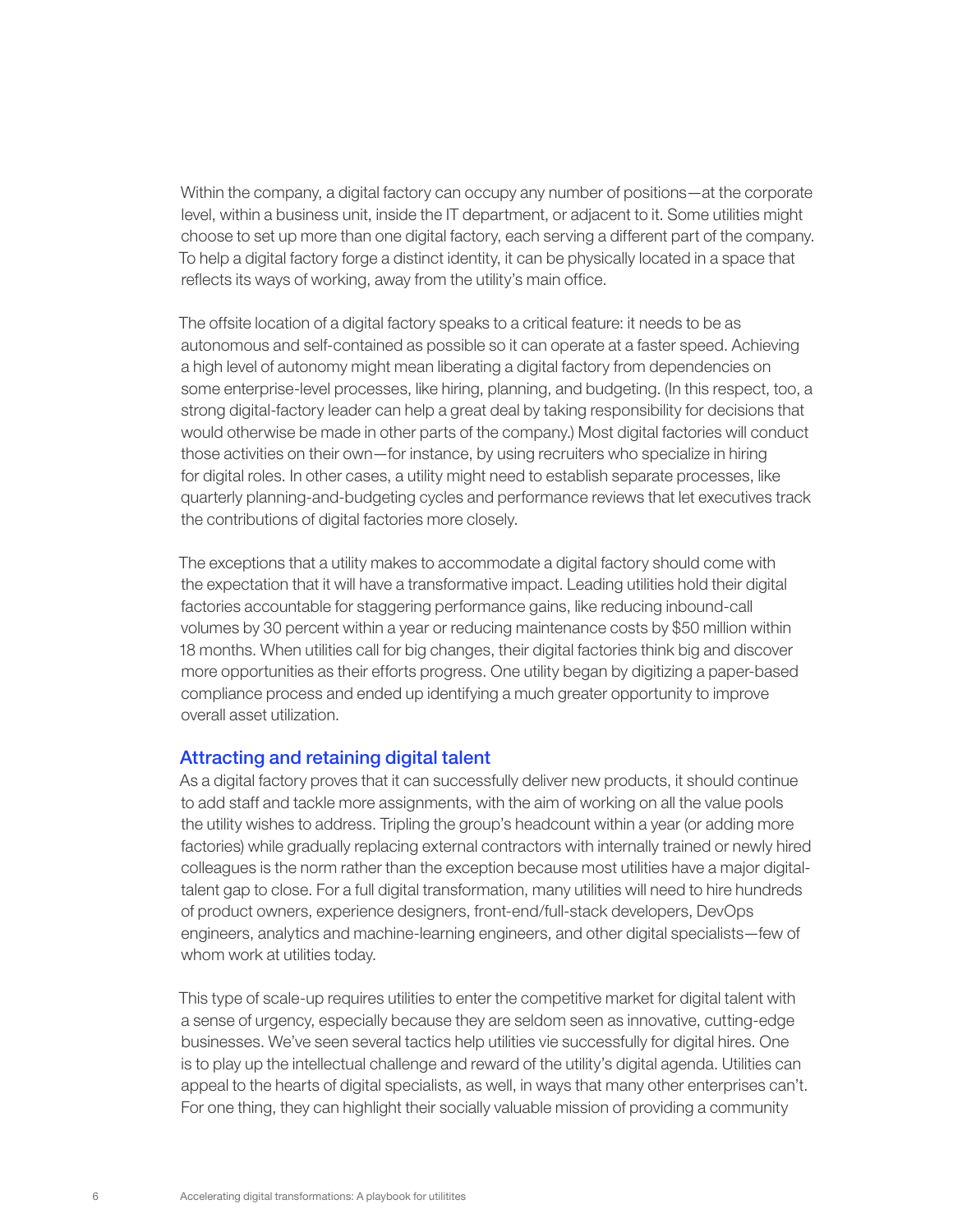Within the company, a digital factory can occupy any number of positions—at the corporate level, within a business unit, inside the IT department, or adjacent to it. Some utilities might choose to set up more than one digital factory, each serving a different part of the company. To help a digital factory forge a distinct identity, it can be physically located in a space that reflects its ways of working, away from the utility's main office.

The offsite location of a digital factory speaks to a critical feature: it needs to be as autonomous and self-contained as possible so it can operate at a faster speed. Achieving a high level of autonomy might mean liberating a digital factory from dependencies on some enterprise-level processes, like hiring, planning, and budgeting. (In this respect, too, a strong digital-factory leader can help a great deal by taking responsibility for decisions that would otherwise be made in other parts of the company.) Most digital factories will conduct those activities on their own—for instance, by using recruiters who specialize in hiring for digital roles. In other cases, a utility might need to establish separate processes, like quarterly planning-and-budgeting cycles and performance reviews that let executives track the contributions of digital factories more closely.

The exceptions that a utility makes to accommodate a digital factory should come with the expectation that it will have a transformative impact. Leading utilities hold their digital factories accountable for staggering performance gains, like reducing inbound-call volumes by 30 percent within a year or reducing maintenance costs by $50 million within 18 months. When utilities call for big changes, their digital factories think big and discover more opportunities as their efforts progress. One utility began by digitizing a paper-based compliance process and ended up identifying a much greater opportunity to improve overall asset utilization.

## Attracting and retaining digital talent

As a digital factory proves that it can successfully deliver new products, it should continue to add staff and tackle more assignments, with the aim of working on all the value pools the utility wishes to address. Tripling the group's headcount within a year (or adding more factories) while gradually replacing external contractors with internally trained or newly hired colleagues is the norm rather than the exception because most utilities have a major digital-talent gap to close. For a full digital transformation, many utilities will need to hire hundreds of product owners, experience designers, front-end/full-stack developers, DevOps engineers, analytics and machine-learning engineers, and other digital specialists—few of whom work at utilities today.

This type of scale-up requires utilities to enter the competitive market for digital talent with a sense of urgency, especially because they are seldom seen as innovative, cutting-edge businesses. We've seen several tactics help utilities vie successfully for digital hires. One is to play up the intellectual challenge and reward of the utility's digital agenda. Utilities can appeal to the hearts of digital specialists, as well, in ways that many other enterprises can't. For one thing, they can highlight their socially valuable mission of providing a community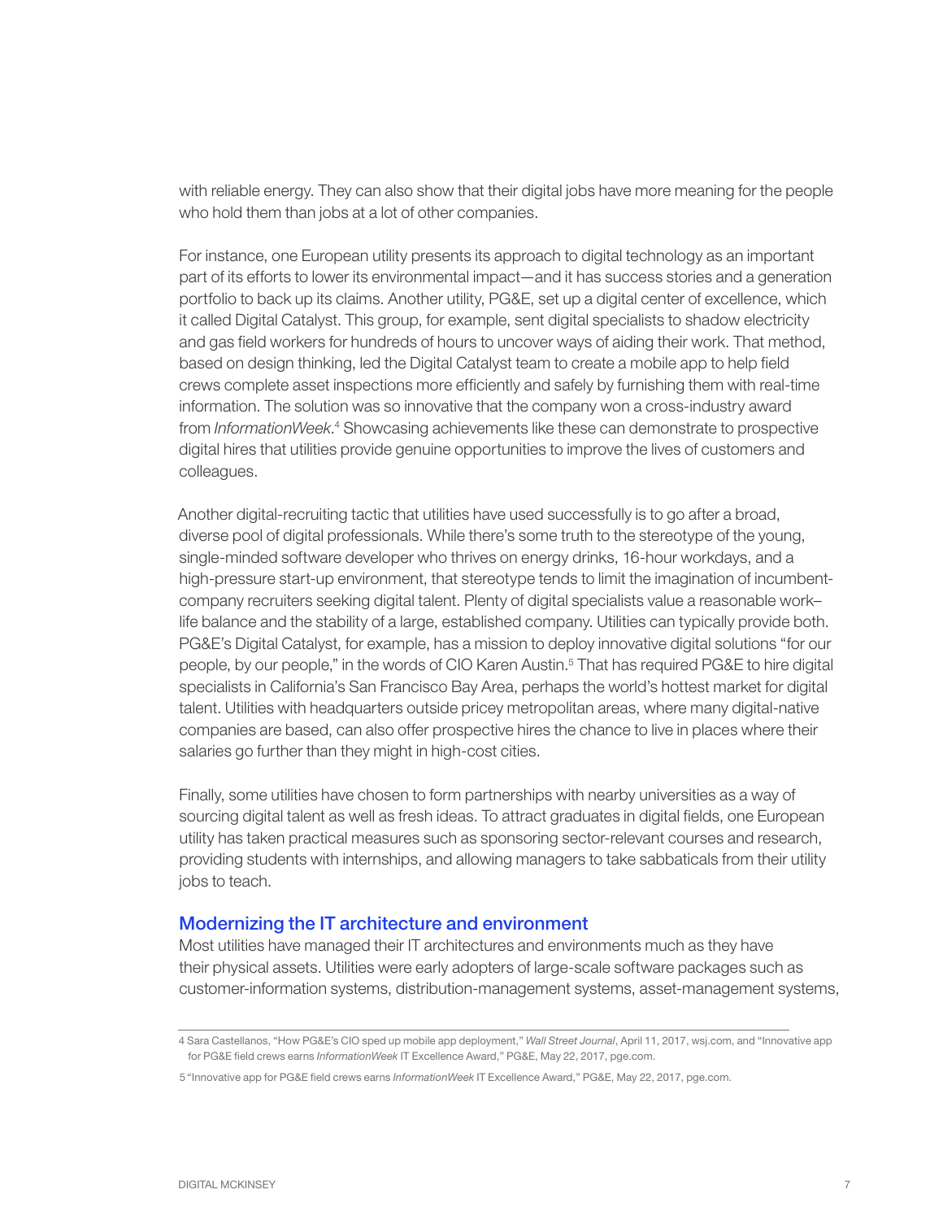with reliable energy. They can also show that their digital jobs have more meaning for the people who hold them than jobs at a lot of other companies.

For instance, one European utility presents its approach to digital technology as an important part of its efforts to lower its environmental impact—and it has success stories and a generation portfolio to back up its claims. Another utility, PG&E, set up a digital center of excellence, which it called Digital Catalyst. This group, for example, sent digital specialists to shadow electricity and gas field workers for hundreds of hours to uncover ways of aiding their work. That method, based on design thinking, led the Digital Catalyst team to create a mobile app to help field crews complete asset inspections more efficiently and safely by furnishing them with real-time information. The solution was so innovative that the company won a cross-industry award from *InformationWeek*.[4] Showcasing achievements like these can demonstrate to prospective digital hires that utilities provide genuine opportunities to improve the lives of customers and colleagues.

Another digital-recruiting tactic that utilities have used successfully is to go after a broad, diverse pool of digital professionals. While there's some truth to the stereotype of the young, single-minded software developer who thrives on energy drinks, 16-hour workdays, and a high-pressure start-up environment, that stereotype tends to limit the imagination of incumbent-company recruiters seeking digital talent. Plenty of digital specialists value a reasonable work–life balance and the stability of a large, established company. Utilities can typically provide both. PG&E's Digital Catalyst, for example, has a mission to deploy innovative digital solutions "for our people, by our people," in the words of CIO Karen Austin.[5] That has required PG&E to hire digital specialists in California's San Francisco Bay Area, perhaps the world's hottest market for digital talent. Utilities with headquarters outside pricey metropolitan areas, where many digital-native companies are based, can also offer prospective hires the chance to live in places where their salaries go further than they might in high-cost cities.

Finally, some utilities have chosen to form partnerships with nearby universities as a way of sourcing digital talent as well as fresh ideas. To attract graduates in digital fields, one European utility has taken practical measures such as sponsoring sector-relevant courses and research, providing students with internships, and allowing managers to take sabbaticals from their utility jobs to teach.

## Modernizing the IT architecture and environment

Most utilities have managed their IT architectures and environments much as they have their physical assets. Utilities were early adopters of large-scale software packages such as customer-information systems, distribution-management systems, asset-management systems,

---

4 Sara Castellanos, "How PG&E's CIO sped up mobile app deployment," *Wall Street Journal*, April 11, 2017, wsj.com, and "Innovative app for PG&E field crews earns *InformationWeek* IT Excellence Award," PG&E, May 22, 2017, pge.com.

5 "Innovative app for PG&E field crews earns *InformationWeek* IT Excellence Award," PG&E, May 22, 2017, pge.com.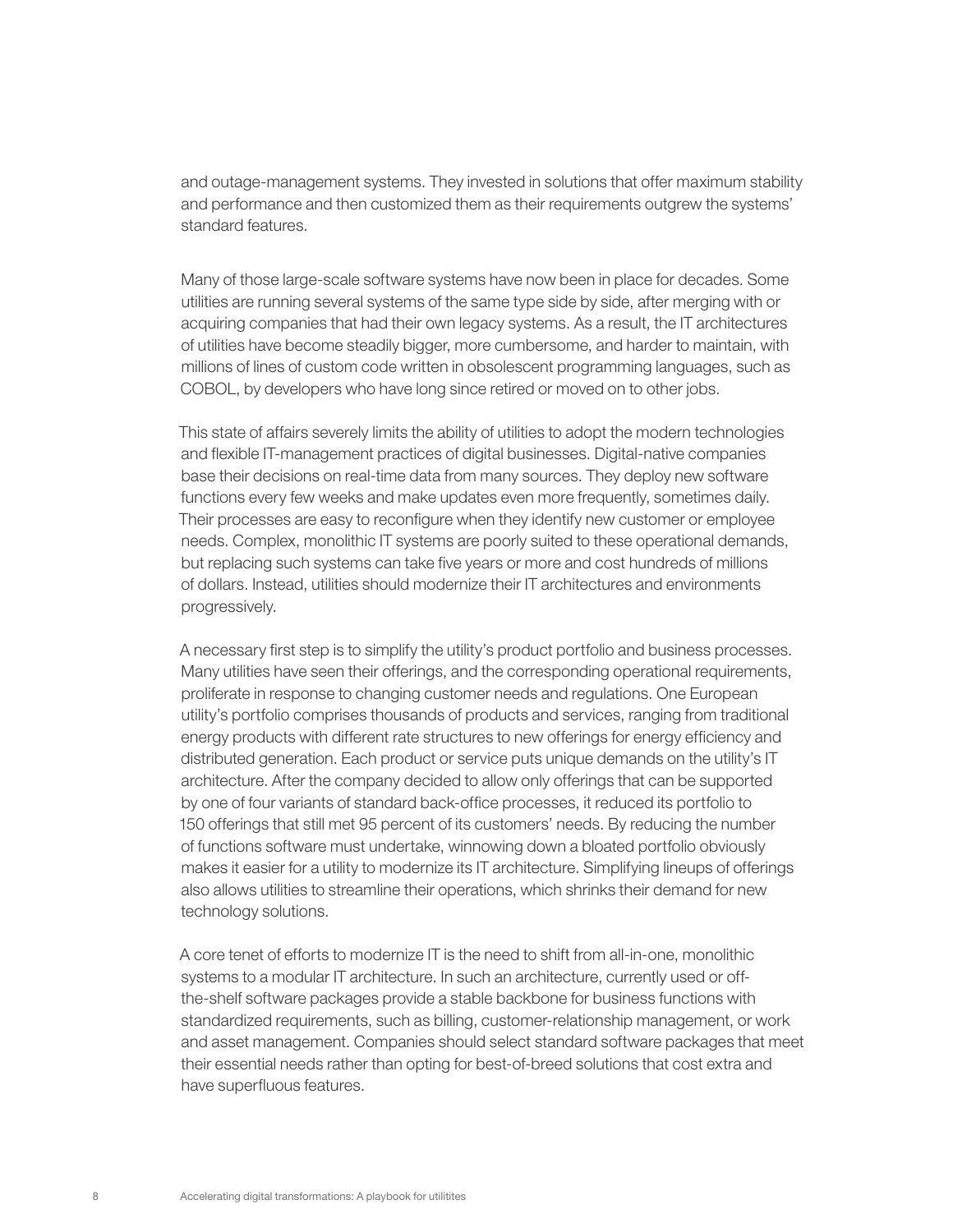and outage-management systems. They invested in solutions that offer maximum stability and performance and then customized them as their requirements outgrew the systems' standard features.

Many of those large-scale software systems have now been in place for decades. Some utilities are running several systems of the same type side by side, after merging with or acquiring companies that had their own legacy systems. As a result, the IT architectures of utilities have become steadily bigger, more cumbersome, and harder to maintain, with millions of lines of custom code written in obsolescent programming languages, such as COBOL, by developers who have long since retired or moved on to other jobs.

This state of affairs severely limits the ability of utilities to adopt the modern technologies and flexible IT-management practices of digital businesses. Digital-native companies base their decisions on real-time data from many sources. They deploy new software functions every few weeks and make updates even more frequently, sometimes daily. Their processes are easy to reconfigure when they identify new customer or employee needs. Complex, monolithic IT systems are poorly suited to these operational demands, but replacing such systems can take five years or more and cost hundreds of millions of dollars. Instead, utilities should modernize their IT architectures and environments progressively.

A necessary first step is to simplify the utility's product portfolio and business processes. Many utilities have seen their offerings, and the corresponding operational requirements, proliferate in response to changing customer needs and regulations. One European utility's portfolio comprises thousands of products and services, ranging from traditional energy products with different rate structures to new offerings for energy efficiency and distributed generation. Each product or service puts unique demands on the utility's IT architecture. After the company decided to allow only offerings that can be supported by one of four variants of standard back-office processes, it reduced its portfolio to 150 offerings that still met 95 percent of its customers' needs. By reducing the number of functions software must undertake, winnowing down a bloated portfolio obviously makes it easier for a utility to modernize its IT architecture. Simplifying lineups of offerings also allows utilities to streamline their operations, which shrinks their demand for new technology solutions.

A core tenet of efforts to modernize IT is the need to shift from all-in-one, monolithic systems to a modular IT architecture. In such an architecture, currently used or off-the-shelf software packages provide a stable backbone for business functions with standardized requirements, such as billing, customer-relationship management, or work and asset management. Companies should select standard software packages that meet their essential needs rather than opting for best-of-breed solutions that cost extra and have superfluous features.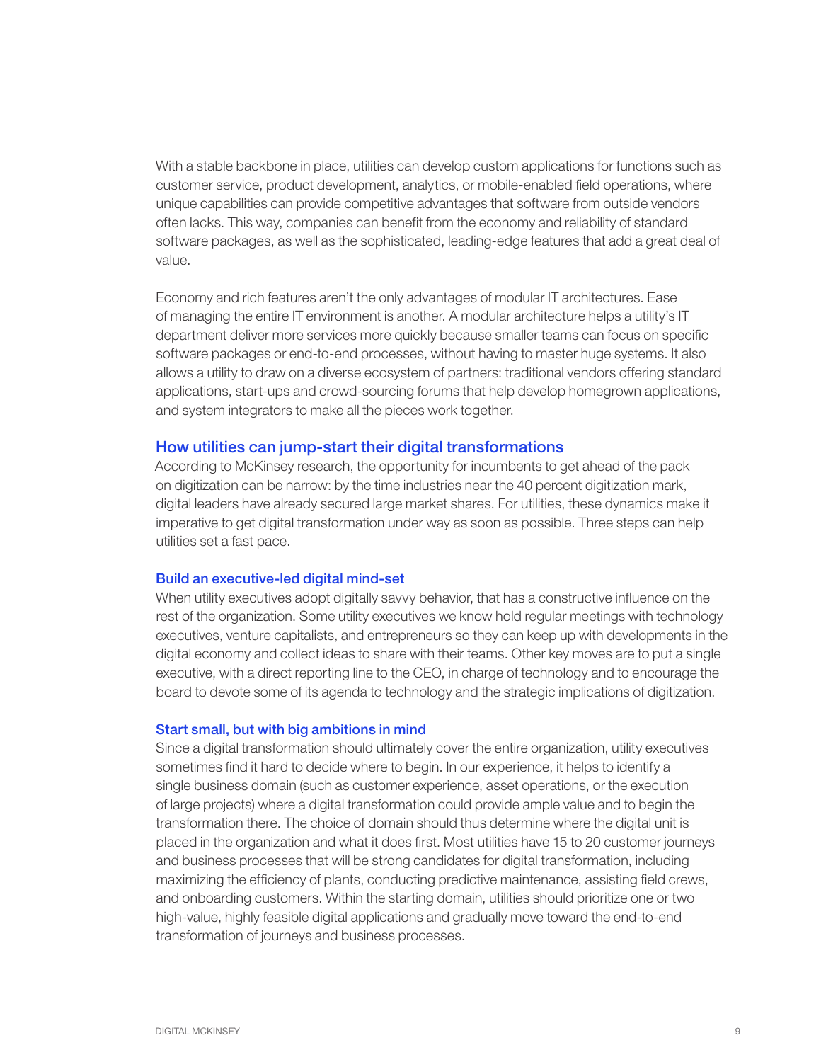With a stable backbone in place, utilities can develop custom applications for functions such as customer service, product development, analytics, or mobile-enabled field operations, where unique capabilities can provide competitive advantages that software from outside vendors often lacks. This way, companies can benefit from the economy and reliability of standard software packages, as well as the sophisticated, leading-edge features that add a great deal of value.

Economy and rich features aren't the only advantages of modular IT architectures. Ease of managing the entire IT environment is another. A modular architecture helps a utility's IT department deliver more services more quickly because smaller teams can focus on specific software packages or end-to-end processes, without having to master huge systems. It also allows a utility to draw on a diverse ecosystem of partners: traditional vendors offering standard applications, start-ups and crowd-sourcing forums that help develop homegrown applications, and system integrators to make all the pieces work together.

## How utilities can jump-start their digital transformations

According to McKinsey research, the opportunity for incumbents to get ahead of the pack on digitization can be narrow: by the time industries near the 40 percent digitization mark, digital leaders have already secured large market shares. For utilities, these dynamics make it imperative to get digital transformation under way as soon as possible. Three steps can help utilities set a fast pace.

### Build an executive-led digital mind-set

When utility executives adopt digitally savvy behavior, that has a constructive influence on the rest of the organization. Some utility executives we know hold regular meetings with technology executives, venture capitalists, and entrepreneurs so they can keep up with developments in the digital economy and collect ideas to share with their teams. Other key moves are to put a single executive, with a direct reporting line to the CEO, in charge of technology and to encourage the board to devote some of its agenda to technology and the strategic implications of digitization.

### Start small, but with big ambitions in mind

Since a digital transformation should ultimately cover the entire organization, utility executives sometimes find it hard to decide where to begin. In our experience, it helps to identify a single business domain (such as customer experience, asset operations, or the execution of large projects) where a digital transformation could provide ample value and to begin the transformation there. The choice of domain should thus determine where the digital unit is placed in the organization and what it does first. Most utilities have 15 to 20 customer journeys and business processes that will be strong candidates for digital transformation, including maximizing the efficiency of plants, conducting predictive maintenance, assisting field crews, and onboarding customers. Within the starting domain, utilities should prioritize one or two high-value, highly feasible digital applications and gradually move toward the end-to-end transformation of journeys and business processes.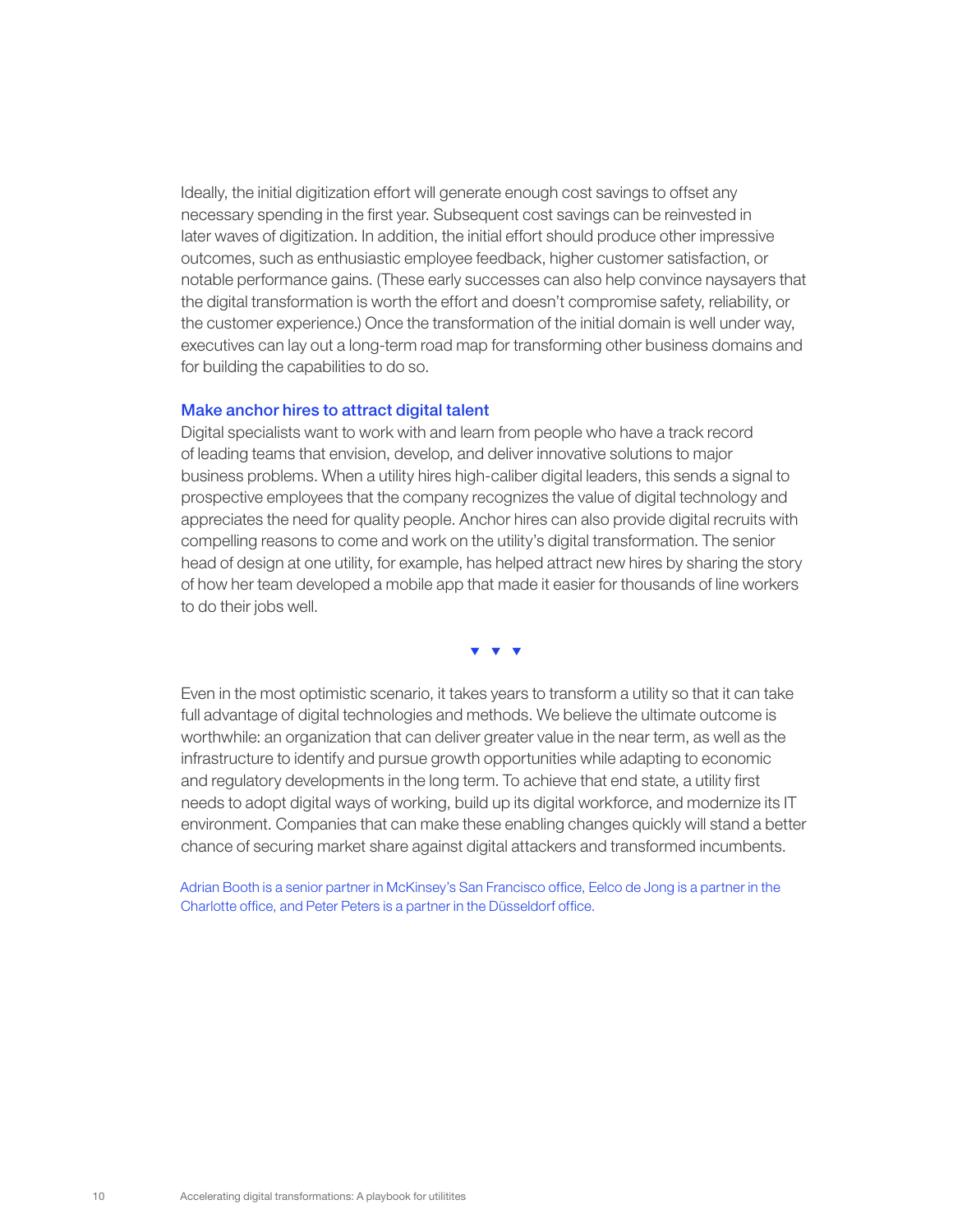Ideally, the initial digitization effort will generate enough cost savings to offset any necessary spending in the first year. Subsequent cost savings can be reinvested in later waves of digitization. In addition, the initial effort should produce other impressive outcomes, such as enthusiastic employee feedback, higher customer satisfaction, or notable performance gains. (These early successes can also help convince naysayers that the digital transformation is worth the effort and doesn't compromise safety, reliability, or the customer experience.) Once the transformation of the initial domain is well under way, executives can lay out a long-term road map for transforming other business domains and for building the capabilities to do so.

### Make anchor hires to attract digital talent

Digital specialists want to work with and learn from people who have a track record of leading teams that envision, develop, and deliver innovative solutions to major business problems. When a utility hires high-caliber digital leaders, this sends a signal to prospective employees that the company recognizes the value of digital technology and appreciates the need for quality people. Anchor hires can also provide digital recruits with compelling reasons to come and work on the utility's digital transformation. The senior head of design at one utility, for example, has helped attract new hires by sharing the story of how her team developed a mobile app that made it easier for thousands of line workers to do their jobs well.

▼ ▼ ▼

Even in the most optimistic scenario, it takes years to transform a utility so that it can take full advantage of digital technologies and methods. We believe the ultimate outcome is worthwhile: an organization that can deliver greater value in the near term, as well as the infrastructure to identify and pursue growth opportunities while adapting to economic and regulatory developments in the long term. To achieve that end state, a utility first needs to adopt digital ways of working, build up its digital workforce, and modernize its IT environment. Companies that can make these enabling changes quickly will stand a better chance of securing market share against digital attackers and transformed incumbents.

Adrian Booth is a senior partner in McKinsey's San Francisco office, Eelco de Jong is a partner in the Charlotte office, and Peter Peters is a partner in the Düsseldorf office.